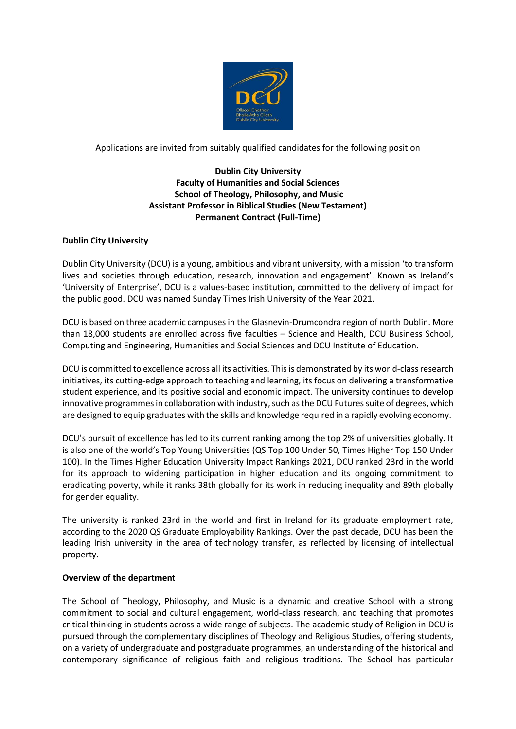Applications are invited from suitably qualified candidates for the following position

**Dublin City University**
**Faculty of Humanities and Social Sciences**
**School of Theology, Philosophy, and Music**
**Assistant Professor in Biblical Studies (New Testament)**
**Permanent Contract (Full-Time)**

## Dublin City University

Dublin City University (DCU) is a young, ambitious and vibrant university, with a mission 'to transform lives and societies through education, research, innovation and engagement'. Known as Ireland's 'University of Enterprise', DCU is a values-based institution, committed to the delivery of impact for the public good. DCU was named Sunday Times Irish University of the Year 2021.

DCU is based on three academic campuses in the Glasnevin-Drumcondra region of north Dublin. More than 18,000 students are enrolled across five faculties – Science and Health, DCU Business School, Computing and Engineering, Humanities and Social Sciences and DCU Institute of Education.

DCU is committed to excellence across all its activities. This is demonstrated by its world-class research initiatives, its cutting-edge approach to teaching and learning, its focus on delivering a transformative student experience, and its positive social and economic impact. The university continues to develop innovative programmes in collaboration with industry, such as the DCU Futures suite of degrees, which are designed to equip graduates with the skills and knowledge required in a rapidly evolving economy.

DCU's pursuit of excellence has led to its current ranking among the top 2% of universities globally. It is also one of the world's Top Young Universities (QS Top 100 Under 50, Times Higher Top 150 Under 100). In the Times Higher Education University Impact Rankings 2021, DCU ranked 23rd in the world for its approach to widening participation in higher education and its ongoing commitment to eradicating poverty, while it ranks 38th globally for its work in reducing inequality and 89th globally for gender equality.

The university is ranked 23rd in the world and first in Ireland for its graduate employment rate, according to the 2020 QS Graduate Employability Rankings. Over the past decade, DCU has been the leading Irish university in the area of technology transfer, as reflected by licensing of intellectual property.

## Overview of the department

The School of Theology, Philosophy, and Music is a dynamic and creative School with a strong commitment to social and cultural engagement, world-class research, and teaching that promotes critical thinking in students across a wide range of subjects. The academic study of Religion in DCU is pursued through the complementary disciplines of Theology and Religious Studies, offering students, on a variety of undergraduate and postgraduate programmes, an understanding of the historical and contemporary significance of religious faith and religious traditions. The School has particular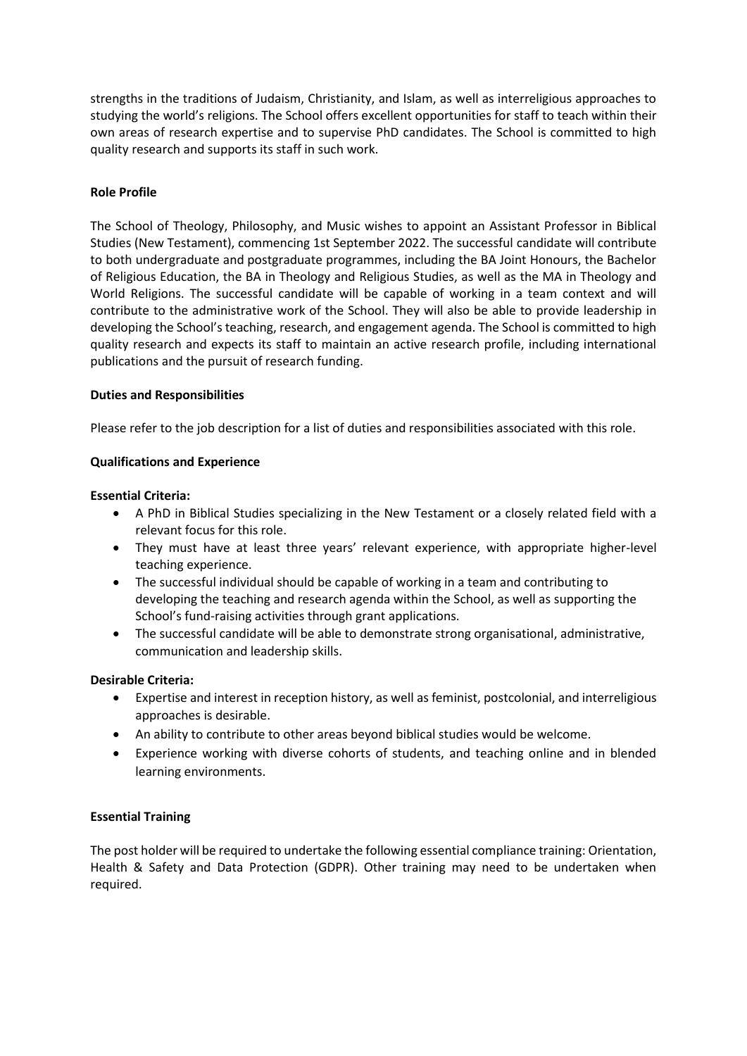strengths in the traditions of Judaism, Christianity, and Islam, as well as interreligious approaches to studying the world's religions. The School offers excellent opportunities for staff to teach within their own areas of research expertise and to supervise PhD candidates. The School is committed to high quality research and supports its staff in such work.

**Role Profile**

The School of Theology, Philosophy, and Music wishes to appoint an Assistant Professor in Biblical Studies (New Testament), commencing 1st September 2022. The successful candidate will contribute to both undergraduate and postgraduate programmes, including the BA Joint Honours, the Bachelor of Religious Education, the BA in Theology and Religious Studies, as well as the MA in Theology and World Religions. The successful candidate will be capable of working in a team context and will contribute to the administrative work of the School. They will also be able to provide leadership in developing the School's teaching, research, and engagement agenda. The School is committed to high quality research and expects its staff to maintain an active research profile, including international publications and the pursuit of research funding.

**Duties and Responsibilities**

Please refer to the job description for a list of duties and responsibilities associated with this role.

**Qualifications and Experience**

**Essential Criteria:**

- A PhD in Biblical Studies specializing in the New Testament or a closely related field with a relevant focus for this role.
- They must have at least three years' relevant experience, with appropriate higher-level teaching experience.
- The successful individual should be capable of working in a team and contributing to developing the teaching and research agenda within the School, as well as supporting the School's fund-raising activities through grant applications.
- The successful candidate will be able to demonstrate strong organisational, administrative, communication and leadership skills.

**Desirable Criteria:**

- Expertise and interest in reception history, as well as feminist, postcolonial, and interreligious approaches is desirable.
- An ability to contribute to other areas beyond biblical studies would be welcome.
- Experience working with diverse cohorts of students, and teaching online and in blended learning environments.

**Essential Training**

The post holder will be required to undertake the following essential compliance training: Orientation, Health & Safety and Data Protection (GDPR). Other training may need to be undertaken when required.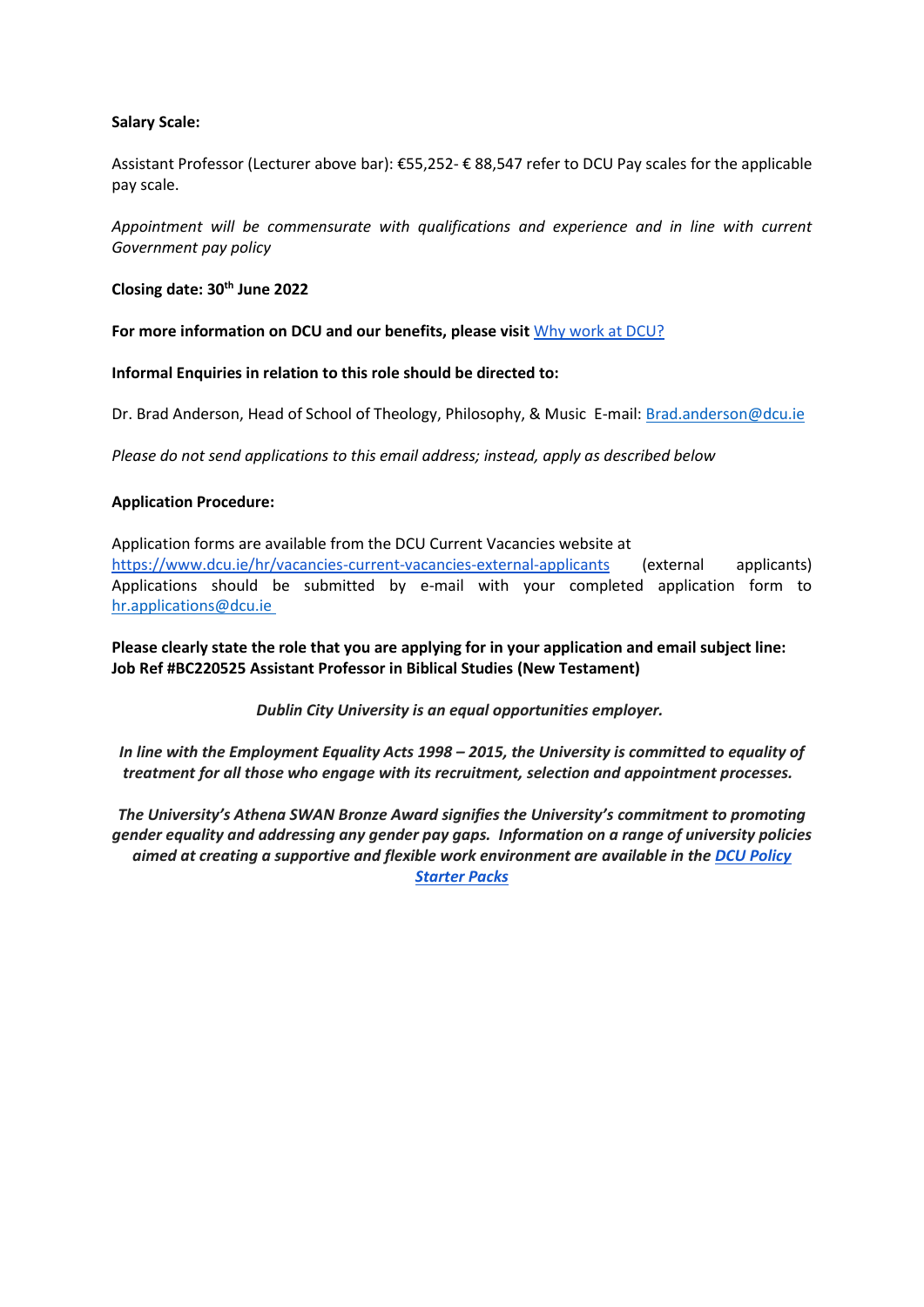**Salary Scale:**

Assistant Professor (Lecturer above bar): €55,252- € 88,547 refer to DCU Pay scales for the applicable pay scale.

*Appointment will be commensurate with qualifications and experience and in line with current Government pay policy*

**Closing date: 30th June 2022**

**For more information on DCU and our benefits, please visit** Why work at DCU?

**Informal Enquiries in relation to this role should be directed to:**

Dr. Brad Anderson, Head of School of Theology, Philosophy, & Music E-mail: Brad.anderson@dcu.ie

*Please do not send applications to this email address; instead, apply as described below*

**Application Procedure:**

Application forms are available from the DCU Current Vacancies website at https://www.dcu.ie/hr/vacancies-current-vacancies-external-applicants (external applicants) Applications should be submitted by e-mail with your completed application form to hr.applications@dcu.ie

**Please clearly state the role that you are applying for in your application and email subject line: Job Ref #BC220525 Assistant Professor in Biblical Studies (New Testament)**

***Dublin City University is an equal opportunities employer.***

***In line with the Employment Equality Acts 1998 – 2015, the University is committed to equality of treatment for all those who engage with its recruitment, selection and appointment processes.***

***The University's Athena SWAN Bronze Award signifies the University's commitment to promoting gender equality and addressing any gender pay gaps. Information on a range of university policies aimed at creating a supportive and flexible work environment are available in the DCU Policy Starter Packs***